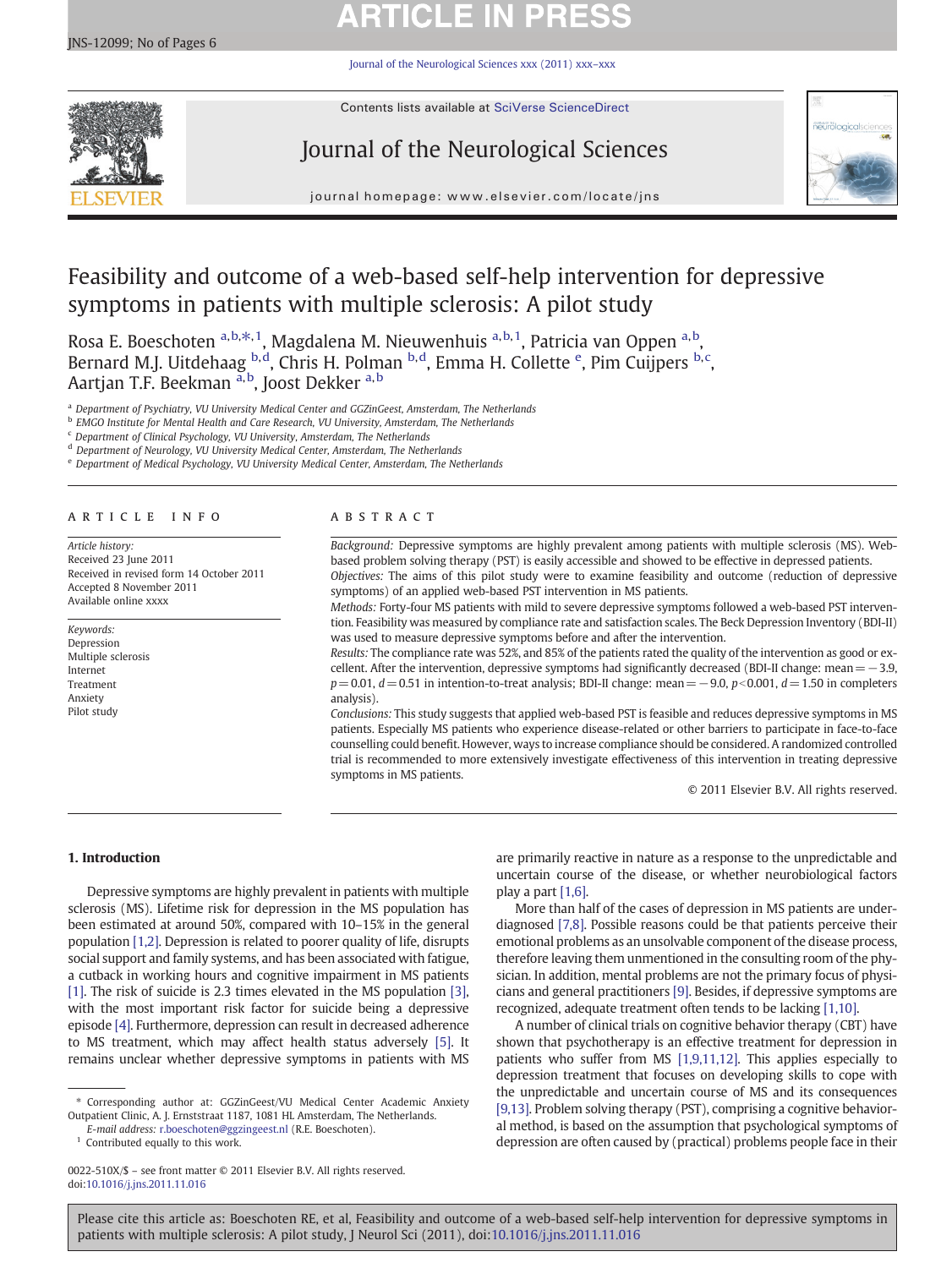# Feasibility and outcome of a web-based self-help intervention for depressive symptoms in patients with multiple sclerosis: A pilot study

Rosa E. Boeschoten [a,b,*,1], Magdalena M. Nieuwenhuis [a,b,1], Patricia van Oppen [a,b], Bernard M.J. Uitdehaag [b,d], Chris H. Polman [b,d], Emma H. Collette [e], Pim Cuijpers [b,c], Aartjan T.F. Beekman [a,b], Joost Dekker [a,b]

[a] Department of Psychiatry, VU University Medical Center and GGZinGeest, Amsterdam, The Netherlands
[b] EMGO Institute for Mental Health and Care Research, VU University, Amsterdam, The Netherlands
[c] Department of Clinical Psychology, VU University, Amsterdam, The Netherlands
[d] Department of Neurology, VU University Medical Center, Amsterdam, The Netherlands
[e] Department of Medical Psychology, VU University Medical Center, Amsterdam, The Netherlands

## ARTICLE INFO

*Article history:*
Received 23 June 2011
Received in revised form 14 October 2011
Accepted 8 November 2011
Available online xxxx

*Keywords:*
Depression
Multiple sclerosis
Internet
Treatment
Anxiety
Pilot study

## ABSTRACT

*Background:* Depressive symptoms are highly prevalent among patients with multiple sclerosis (MS). Web-based problem solving therapy (PST) is easily accessible and showed to be effective in depressed patients.

*Objectives:* The aims of this pilot study were to examine feasibility and outcome (reduction of depressive symptoms) of an applied web-based PST intervention in MS patients.

*Methods:* Forty-four MS patients with mild to severe depressive symptoms followed a web-based PST intervention. Feasibility was measured by compliance rate and satisfaction scales. The Beck Depression Inventory (BDI-II) was used to measure depressive symptoms before and after the intervention.

*Results:* The compliance rate was 52%, and 85% of the patients rated the quality of the intervention as good or excellent. After the intervention, depressive symptoms had significantly decreased (BDI-II change: mean = −3.9, $p = 0.01$, $d = 0.51$ in intention-to-treat analysis; BDI-II change: mean = −9.0, $p < 0.001$, $d = 1.50$ in completers analysis).

*Conclusions:* This study suggests that applied web-based PST is feasible and reduces depressive symptoms in MS patients. Especially MS patients who experience disease-related or other barriers to participate in face-to-face counselling could benefit. However, ways to increase compliance should be considered. A randomized controlled trial is recommended to more extensively investigate effectiveness of this intervention in treating depressive symptoms in MS patients.

© 2011 Elsevier B.V. All rights reserved.

## 1. Introduction

Depressive symptoms are highly prevalent in patients with multiple sclerosis (MS). Lifetime risk for depression in the MS population has been estimated at around 50%, compared with 10–15% in the general population [1,2]. Depression is related to poorer quality of life, disrupts social support and family systems, and has been associated with fatigue, a cutback in working hours and cognitive impairment in MS patients [1]. The risk of suicide is 2.3 times elevated in the MS population [3], with the most important risk factor for suicide being a depressive episode [4]. Furthermore, depression can result in decreased adherence to MS treatment, which may affect health status adversely [5]. It remains unclear whether depressive symptoms in patients with MS are primarily reactive in nature as a response to the unpredictable and uncertain course of the disease, or whether neurobiological factors play a part [1,6].

More than half of the cases of depression in MS patients are underdiagnosed [7,8]. Possible reasons could be that patients perceive their emotional problems as an unsolvable component of the disease process, therefore leaving them unmentioned in the consulting room of the physician. In addition, mental problems are not the primary focus of physicians and general practitioners [9]. Besides, if depressive symptoms are recognized, adequate treatment often tends to be lacking [1,10].

A number of clinical trials on cognitive behavior therapy (CBT) have shown that psychotherapy is an effective treatment for depression in patients who suffer from MS [1,9,11,12]. This applies especially to depression treatment that focuses on developing skills to cope with the unpredictable and uncertain course of MS and its consequences [9,13]. Problem solving therapy (PST), comprising a cognitive behavioral method, is based on the assumption that psychological symptoms of depression are often caused by (practical) problems people face in their

\* Corresponding author at: GGZinGeest/VU Medical Center Academic Anxiety Outpatient Clinic, A. J. Ernststraat 1187, 1081 HL Amsterdam, The Netherlands.
E-mail address: r.boeschoten@ggzingeest.nl (R.E. Boeschoten).
[1] Contributed equally to this work.

0022-510X/$ – see front matter © 2011 Elsevier B.V. All rights reserved.
doi:10.1016/j.jns.2011.11.016

Please cite this article as: Boeschoten RE, et al, Feasibility and outcome of a web-based self-help intervention for depressive symptoms in patients with multiple sclerosis: A pilot study, J Neurol Sci (2011), doi:10.1016/j.jns.2011.11.016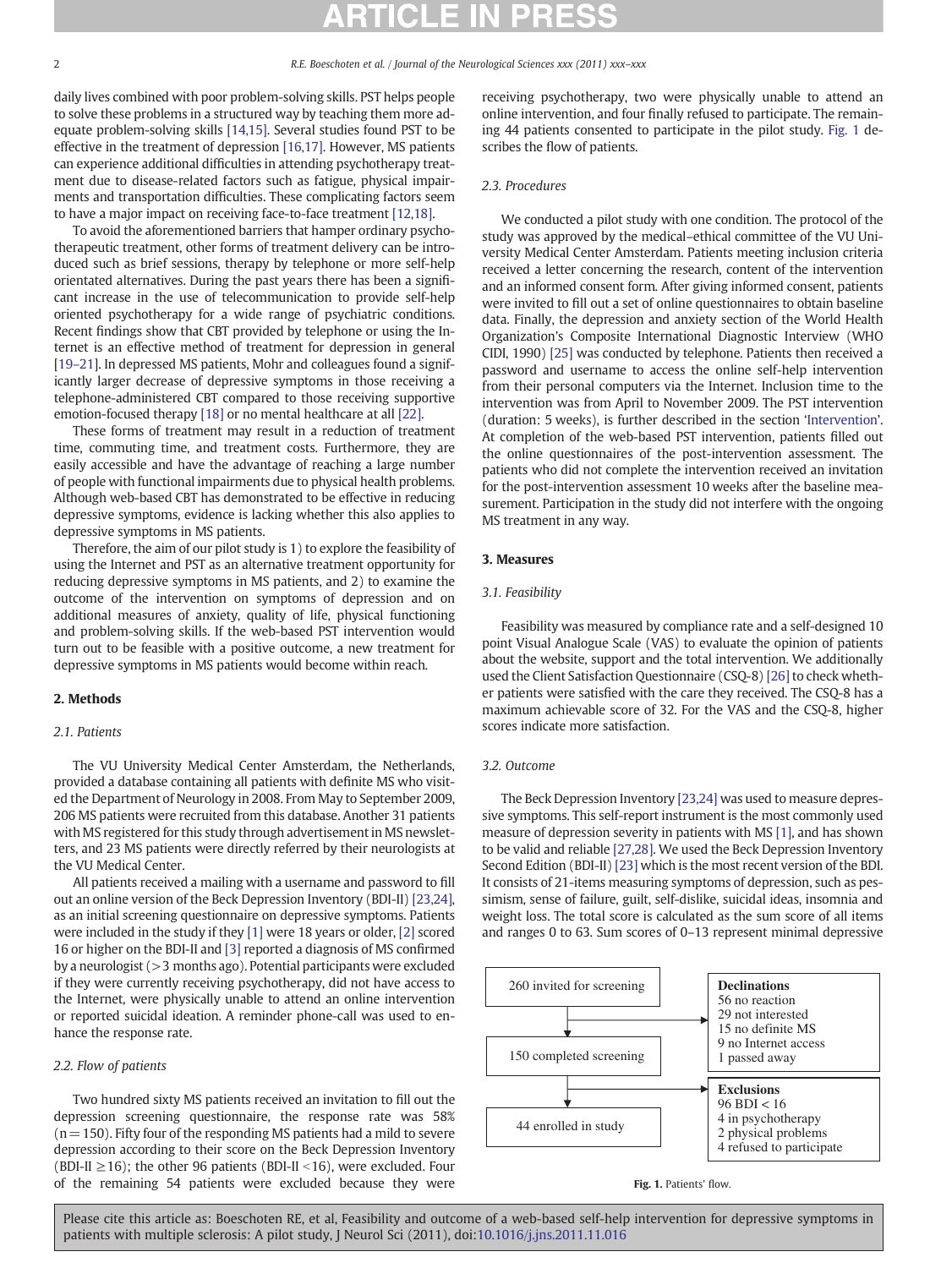daily lives combined with poor problem-solving skills. PST helps people to solve these problems in a structured way by teaching them more adequate problem-solving skills [14,15]. Several studies found PST to be effective in the treatment of depression [16,17]. However, MS patients can experience additional difficulties in attending psychotherapy treatment due to disease-related factors such as fatigue, physical impairments and transportation difficulties. These complicating factors seem to have a major impact on receiving face-to-face treatment [12,18].

To avoid the aforementioned barriers that hamper ordinary psychotherapeutic treatment, other forms of treatment delivery can be introduced such as brief sessions, therapy by telephone or more self-help orientated alternatives. During the past years there has been a significant increase in the use of telecommunication to provide self-help oriented psychotherapy for a wide range of psychiatric conditions. Recent findings show that CBT provided by telephone or using the Internet is an effective method of treatment for depression in general [19–21]. In depressed MS patients, Mohr and colleagues found a significantly larger decrease of depressive symptoms in those receiving a telephone-administered CBT compared to those receiving supportive emotion-focused therapy [18] or no mental healthcare at all [22].

These forms of treatment may result in a reduction of treatment time, commuting time, and treatment costs. Furthermore, they are easily accessible and have the advantage of reaching a large number of people with functional impairments due to physical health problems. Although web-based CBT has demonstrated to be effective in reducing depressive symptoms, evidence is lacking whether this also applies to depressive symptoms in MS patients.

Therefore, the aim of our pilot study is 1) to explore the feasibility of using the Internet and PST as an alternative treatment opportunity for reducing depressive symptoms in MS patients, and 2) to examine the outcome of the intervention on symptoms of depression and on additional measures of anxiety, quality of life, physical functioning and problem-solving skills. If the web-based PST intervention would turn out to be feasible with a positive outcome, a new treatment for depressive symptoms in MS patients would become within reach.

## 2. Methods

### 2.1. Patients

The VU University Medical Center Amsterdam, the Netherlands, provided a database containing all patients with definite MS who visited the Department of Neurology in 2008. From May to September 2009, 206 MS patients were recruited from this database. Another 31 patients with MS registered for this study through advertisement in MS newsletters, and 23 MS patients were directly referred by their neurologists at the VU Medical Center.

All patients received a mailing with a username and password to fill out an online version of the Beck Depression Inventory (BDI-II) [23,24], as an initial screening questionnaire on depressive symptoms. Patients were included in the study if they [1] were 18 years or older, [2] scored 16 or higher on the BDI-II and [3] reported a diagnosis of MS confirmed by a neurologist (>3 months ago). Potential participants were excluded if they were currently receiving psychotherapy, did not have access to the Internet, were physically unable to attend an online intervention or reported suicidal ideation. A reminder phone-call was used to enhance the response rate.

### 2.2. Flow of patients

Two hundred sixty MS patients received an invitation to fill out the depression screening questionnaire, the response rate was 58% (n = 150). Fifty four of the responding MS patients had a mild to severe depression according to their score on the Beck Depression Inventory (BDI-II ≥16); the other 96 patients (BDI-II <16), were excluded. Four of the remaining 54 patients were excluded because they were receiving psychotherapy, two were physically unable to attend an online intervention, and four finally refused to participate. The remaining 44 patients consented to participate in the pilot study. Fig. 1 describes the flow of patients.

### 2.3. Procedures

We conducted a pilot study with one condition. The protocol of the study was approved by the medical–ethical committee of the VU University Medical Center Amsterdam. Patients meeting inclusion criteria received a letter concerning the research, content of the intervention and an informed consent form. After giving informed consent, patients were invited to fill out a set of online questionnaires to obtain baseline data. Finally, the depression and anxiety section of the World Health Organization's Composite International Diagnostic Interview (WHO CIDI, 1990) [25] was conducted by telephone. Patients then received a password and username to access the online self-help intervention from their personal computers via the Internet. Inclusion time to the intervention was from April to November 2009. The PST intervention (duration: 5 weeks), is further described in the section 'Intervention'. At completion of the web-based PST intervention, patients filled out the online questionnaires of the post-intervention assessment. The patients who did not complete the intervention received an invitation for the post-intervention assessment 10 weeks after the baseline measurement. Participation in the study did not interfere with the ongoing MS treatment in any way.

## 3. Measures

### 3.1. Feasibility

Feasibility was measured by compliance rate and a self-designed 10 point Visual Analogue Scale (VAS) to evaluate the opinion of patients about the website, support and the total intervention. We additionally used the Client Satisfaction Questionnaire (CSQ-8) [26] to check whether patients were satisfied with the care they received. The CSQ-8 has a maximum achievable score of 32. For the VAS and the CSQ-8, higher scores indicate more satisfaction.

### 3.2. Outcome

The Beck Depression Inventory [23,24] was used to measure depressive symptoms. This self-report instrument is the most commonly used measure of depression severity in patients with MS [1], and has shown to be valid and reliable [27,28]. We used the Beck Depression Inventory Second Edition (BDI-II) [23] which is the most recent version of the BDI. It consists of 21-items measuring symptoms of depression, such as pessimism, sense of failure, guilt, self-dislike, suicidal ideas, insomnia and weight loss. The total score is calculated as the sum score of all items and ranges 0 to 63. Sum scores of 0–13 represent minimal depressive

260 invited for screening → 150 completed screening → 44 enrolled in study

**Declinations**
56 no reaction
29 not interested
15 no definite MS
9 no Internet access
1 passed away

**Exclusions**
96 BDI < 16
4 in psychotherapy
2 physical problems
4 refused to participate

**Fig. 1.** Patients' flow.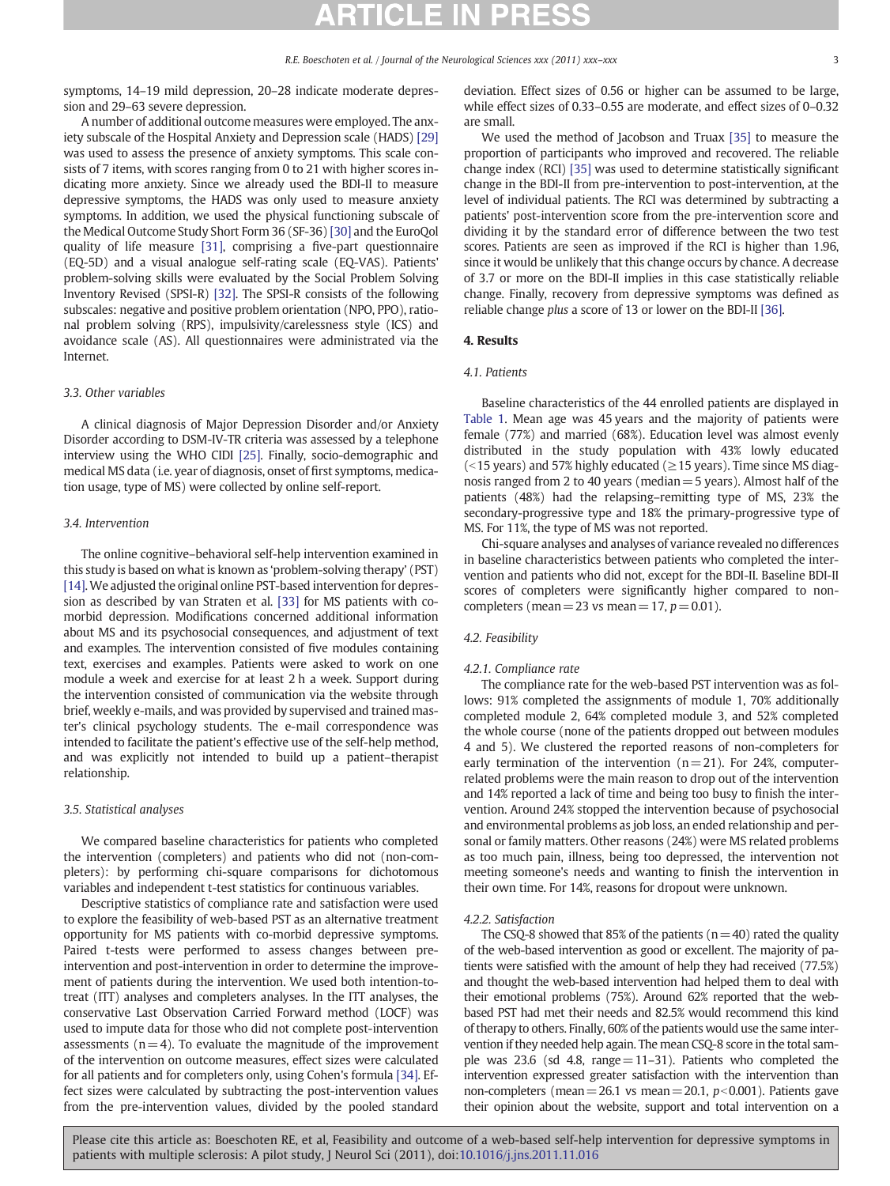symptoms, 14–19 mild depression, 20–28 indicate moderate depression and 29–63 severe depression.

A number of additional outcome measures were employed. The anxiety subscale of the Hospital Anxiety and Depression scale (HADS) [29] was used to assess the presence of anxiety symptoms. This scale consists of 7 items, with scores ranging from 0 to 21 with higher scores indicating more anxiety. Since we already used the BDI-II to measure depressive symptoms, the HADS was only used to measure anxiety symptoms. In addition, we used the physical functioning subscale of the Medical Outcome Study Short Form 36 (SF-36) [30] and the EuroQol quality of life measure [31], comprising a five-part questionnaire (EQ-5D) and a visual analogue self-rating scale (EQ-VAS). Patients' problem-solving skills were evaluated by the Social Problem Solving Inventory Revised (SPSI-R) [32]. The SPSI-R consists of the following subscales: negative and positive problem orientation (NPO, PPO), rational problem solving (RPS), impulsivity/carelessness style (ICS) and avoidance scale (AS). All questionnaires were administrated via the Internet.

### 3.3. Other variables

A clinical diagnosis of Major Depression Disorder and/or Anxiety Disorder according to DSM-IV-TR criteria was assessed by a telephone interview using the WHO CIDI [25]. Finally, socio-demographic and medical MS data (i.e. year of diagnosis, onset of first symptoms, medication usage, type of MS) were collected by online self-report.

### 3.4. Intervention

The online cognitive–behavioral self-help intervention examined in this study is based on what is known as 'problem-solving therapy' (PST) [14]. We adjusted the original online PST-based intervention for depression as described by van Straten et al. [33] for MS patients with comorbid depression. Modifications concerned additional information about MS and its psychosocial consequences, and adjustment of text and examples. The intervention consisted of five modules containing text, exercises and examples. Patients were asked to work on one module a week and exercise for at least 2 h a week. Support during the intervention consisted of communication via the website through brief, weekly e-mails, and was provided by supervised and trained master's clinical psychology students. The e-mail correspondence was intended to facilitate the patient's effective use of the self-help method, and was explicitly not intended to build up a patient–therapist relationship.

### 3.5. Statistical analyses

We compared baseline characteristics for patients who completed the intervention (completers) and patients who did not (non-completers): by performing chi-square comparisons for dichotomous variables and independent t-test statistics for continuous variables.

Descriptive statistics of compliance rate and satisfaction were used to explore the feasibility of web-based PST as an alternative treatment opportunity for MS patients with co-morbid depressive symptoms. Paired t-tests were performed to assess changes between pre-intervention and post-intervention in order to determine the improvement of patients during the intervention. We used both intention-to-treat (ITT) analyses and completers analyses. In the ITT analyses, the conservative Last Observation Carried Forward method (LOCF) was used to impute data for those who did not complete post-intervention assessments ($n=4$). To evaluate the magnitude of the improvement of the intervention on outcome measures, effect sizes were calculated for all patients and for completers only, using Cohen's formula [34]. Effect sizes were calculated by subtracting the post-intervention values from the pre-intervention values, divided by the pooled standard deviation. Effect sizes of 0.56 or higher can be assumed to be large, while effect sizes of 0.33–0.55 are moderate, and effect sizes of 0–0.32 are small.

We used the method of Jacobson and Truax [35] to measure the proportion of participants who improved and recovered. The reliable change index (RCI) [35] was used to determine statistically significant change in the BDI-II from pre-intervention to post-intervention, at the level of individual patients. The RCI was determined by subtracting a patients' post-intervention score from the pre-intervention score and dividing it by the standard error of difference between the two test scores. Patients are seen as improved if the RCI is higher than 1.96, since it would be unlikely that this change occurs by chance. A decrease of 3.7 or more on the BDI-II implies in this case statistically reliable change. Finally, recovery from depressive symptoms was defined as reliable change *plus* a score of 13 or lower on the BDI-II [36].

## 4. Results

### 4.1. Patients

Baseline characteristics of the 44 enrolled patients are displayed in Table 1. Mean age was 45 years and the majority of patients were female (77%) and married (68%). Education level was almost evenly distributed in the study population with 43% lowly educated (<15 years) and 57% highly educated (≥15 years). Time since MS diagnosis ranged from 2 to 40 years (median = 5 years). Almost half of the patients (48%) had the relapsing–remitting type of MS, 23% the secondary-progressive type and 18% the primary-progressive type of MS. For 11%, the type of MS was not reported.

Chi-square analyses and analyses of variance revealed no differences in baseline characteristics between patients who completed the intervention and patients who did not, except for the BDI-II. Baseline BDI-II scores of completers were significantly higher compared to non-completers (mean = 23 vs mean = 17, $p=0.01$).

### 4.2. Feasibility

#### 4.2.1. Compliance rate

The compliance rate for the web-based PST intervention was as follows: 91% completed the assignments of module 1, 70% additionally completed module 2, 64% completed module 3, and 52% completed the whole course (none of the patients dropped out between modules 4 and 5). We clustered the reported reasons of non-completers for early termination of the intervention ($n=21$). For 24%, computer-related problems were the main reason to drop out of the intervention and 14% reported a lack of time and being too busy to finish the intervention. Around 24% stopped the intervention because of psychosocial and environmental problems as job loss, an ended relationship and personal or family matters. Other reasons (24%) were MS related problems as too much pain, illness, being too depressed, the intervention not meeting someone's needs and wanting to finish the intervention in their own time. For 14%, reasons for dropout were unknown.

#### 4.2.2. Satisfaction

The CSQ-8 showed that 85% of the patients ($n=40$) rated the quality of the web-based intervention as good or excellent. The majority of patients were satisfied with the amount of help they had received (77.5%) and thought the web-based intervention had helped them to deal with their emotional problems (75%). Around 62% reported that the web-based PST had met their needs and 82.5% would recommend this kind of therapy to others. Finally, 60% of the patients would use the same intervention if they needed help again. The mean CSQ-8 score in the total sample was 23.6 (sd 4.8, range = 11–31). Patients who completed the intervention expressed greater satisfaction with the intervention than non-completers (mean = 26.1 vs mean = 20.1, $p<0.001$). Patients gave their opinion about the website, support and total intervention on a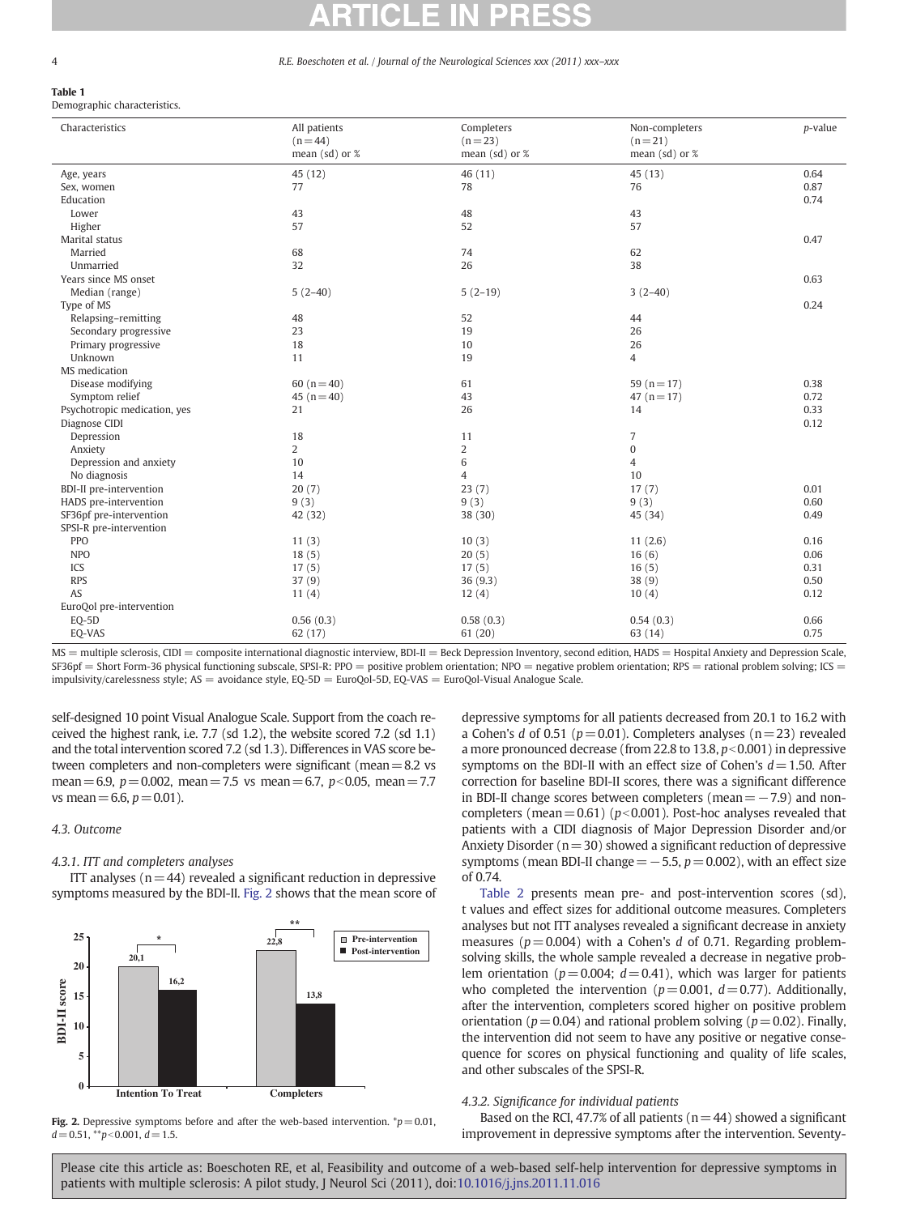**Table 1**
Demographic characteristics.

| Characteristics | All patients (n = 44) mean (sd) or % | Completers (n = 23) mean (sd) or % | Non-completers (n = 21) mean (sd) or % | *p*-value |
|---|---|---|---|---|
| Age, years | 45 (12) | 46 (11) | 45 (13) | 0.64 |
| Sex, women | 77 | 78 | 76 | 0.87 |
| Education | | | | 0.74 |
| Lower | 43 | 48 | 43 | |
| Higher | 57 | 52 | 57 | |
| Marital status | | | | 0.47 |
| Married | 68 | 74 | 62 | |
| Unmarried | 32 | 26 | 38 | |
| Years since MS onset | | | | 0.63 |
| Median (range) | 5 (2–40) | 5 (2–19) | 3 (2–40) | |
| Type of MS | | | | 0.24 |
| Relapsing–remitting | 48 | 52 | 44 | |
| Secondary progressive | 23 | 19 | 26 | |
| Primary progressive | 18 | 10 | 26 | |
| Unknown | 11 | 19 | 4 | |
| MS medication | | | | |
| Disease modifying | 60 (n = 40) | 61 | 59 (n = 17) | 0.38 |
| Symptom relief | 45 (n = 40) | 43 | 47 (n = 17) | 0.72 |
| Psychotropic medication, yes | 21 | 26 | 14 | 0.33 |
| Diagnose CIDI | | | | 0.12 |
| Depression | 18 | 11 | 7 | |
| Anxiety | 2 | 2 | 0 | |
| Depression and anxiety | 10 | 6 | 4 | |
| No diagnosis | 14 | 4 | 10 | |
| BDI-II pre-intervention | 20 (7) | 23 (7) | 17 (7) | 0.01 |
| HADS pre-intervention | 9 (3) | 9 (3) | 9 (3) | 0.60 |
| SF36pf pre-intervention | 42 (32) | 38 (30) | 45 (34) | 0.49 |
| SPSI-R pre-intervention | | | | |
| PPO | 11 (3) | 10 (3) | 11 (2.6) | 0.16 |
| NPO | 18 (5) | 20 (5) | 16 (6) | 0.06 |
| ICS | 17 (5) | 17 (5) | 16 (5) | 0.31 |
| RPS | 37 (9) | 36 (9.3) | 38 (9) | 0.50 |
| AS | 11 (4) | 12 (4) | 10 (4) | 0.12 |
| EuroQol pre-intervention | | | | |
| EQ-5D | 0.56 (0.3) | 0.58 (0.3) | 0.54 (0.3) | 0.66 |
| EQ-VAS | 62 (17) | 61 (20) | 63 (14) | 0.75 |

MS = multiple sclerosis, CIDI = composite international diagnostic interview, BDI-II = Beck Depression Inventory, second edition, HADS = Hospital Anxiety and Depression Scale, SF36pf = Short Form-36 physical functioning subscale, SPSI-R: PPO = positive problem orientation; NPO = negative problem orientation; RPS = rational problem solving; ICS = impulsivity/carelessness style; AS = avoidance style, EQ-5D = EuroQol-5D, EQ-VAS = EuroQol-Visual Analogue Scale.

self-designed 10 point Visual Analogue Scale. Support from the coach received the highest rank, i.e. 7.7 (sd 1.2), the website scored 7.2 (sd 1.1) and the total intervention scored 7.2 (sd 1.3). Differences in VAS score between completers and non-completers were significant (mean = 8.2 vs mean = 6.9, $p = 0.002$, mean = 7.5 vs mean = 6.7, $p < 0.05$, mean = 7.7 vs mean = 6.6, $p = 0.01$).

### 4.3. Outcome

#### 4.3.1. ITT and completers analyses

ITT analyses (n = 44) revealed a significant reduction in depressive symptoms measured by the BDI-II. Fig. 2 shows that the mean score of depressive symptoms for all patients decreased from 20.1 to 16.2 with a Cohen's $d$ of 0.51 ($p = 0.01$). Completers analyses (n = 23) revealed a more pronounced decrease (from 22.8 to 13.8, $p < 0.001$) in depressive symptoms on the BDI-II with an effect size of Cohen's $d = 1.50$. After correction for baseline BDI-II scores, there was a significant difference in BDI-II change scores between completers (mean = −7.9) and non-completers (mean = 0.61) ($p < 0.001$). Post-hoc analyses revealed that patients with a CIDI diagnosis of Major Depression Disorder and/or Anxiety Disorder (n = 30) showed a significant reduction of depressive symptoms (mean BDI-II change = −5.5, $p = 0.002$), with an effect size of 0.74.

**Fig. 2.** Depressive symptoms before and after the web-based intervention. *$p = 0.01$, $d = 0.51$, **$p < 0.001$, $d = 1.5$.

Table 2 presents mean pre- and post-intervention scores (sd), t values and effect sizes for additional outcome measures. Completers analyses but not ITT analyses revealed a significant decrease in anxiety measures ($p = 0.004$) with a Cohen's $d$ of 0.71. Regarding problem-solving skills, the whole sample revealed a decrease in negative problem orientation ($p = 0.004$; $d = 0.41$), which was larger for patients who completed the intervention ($p = 0.001$, $d = 0.77$). Additionally, after the intervention, completers scored higher on positive problem orientation ($p = 0.04$) and rational problem solving ($p = 0.02$). Finally, the intervention did not seem to have any positive or negative consequence for scores on physical functioning and quality of life scales, and other subscales of the SPSI-R.

#### 4.3.2. Significance for individual patients

Based on the RCI, 47.7% of all patients (n = 44) showed a significant improvement in depressive symptoms after the intervention. Seventy-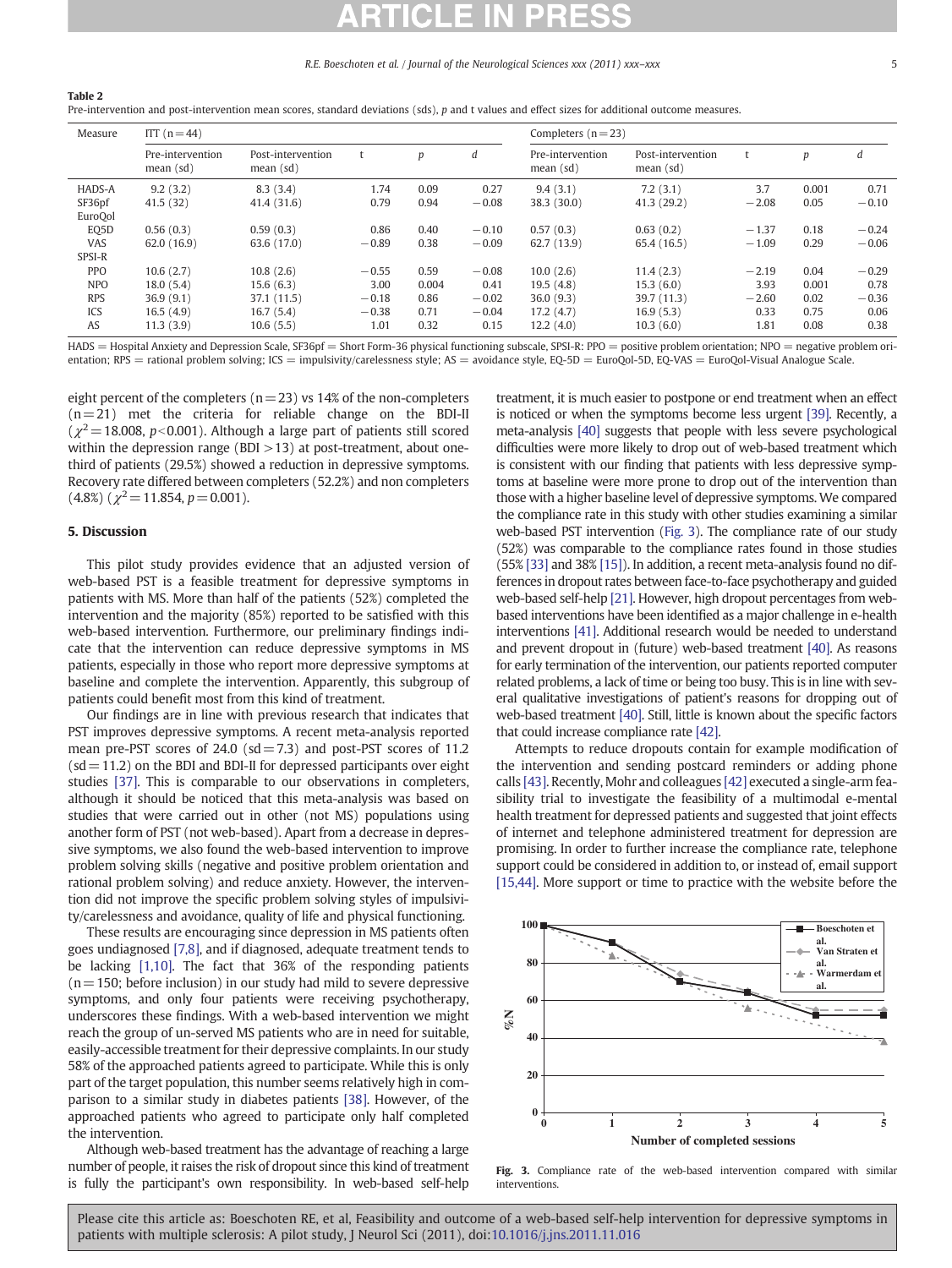**Table 2**
Pre-intervention and post-intervention mean scores, standard deviations (sds), p and t values and effect sizes for additional outcome measures.

| Measure | ITT (n = 44) | | | | | Completers (n = 23) | | | | |
|---|---|---|---|---|---|---|---|---|---|---|
| | Pre-intervention mean (sd) | Post-intervention mean (sd) | t | *p* | *d* | Pre-intervention mean (sd) | Post-intervention mean (sd) | t | *p* | *d* |
| HADS-A | 9.2 (3.2) | 8.3 (3.4) | 1.74 | 0.09 | 0.27 | 9.4 (3.1) | 7.2 (3.1) | 3.7 | 0.001 | 0.71 |
| SF36pf | 41.5 (32) | 41.4 (31.6) | 0.79 | 0.94 | −0.08 | 38.3 (30.0) | 41.3 (29.2) | −2.08 | 0.05 | −0.10 |
| EuroQol | | | | | | | | | | |
| EQ5D | 0.56 (0.3) | 0.59 (0.3) | 0.86 | 0.40 | −0.10 | 0.57 (0.3) | 0.63 (0.2) | −1.37 | 0.18 | −0.24 |
| VAS | 62.0 (16.9) | 63.6 (17.0) | −0.89 | 0.38 | −0.09 | 62.7 (13.9) | 65.4 (16.5) | −1.09 | 0.29 | −0.06 |
| SPSI-R | | | | | | | | | | |
| PPO | 10.6 (2.7) | 10.8 (2.6) | −0.55 | 0.59 | −0.08 | 10.0 (2.6) | 11.4 (2.3) | −2.19 | 0.04 | −0.29 |
| NPO | 18.0 (5.4) | 15.6 (6.3) | 3.00 | 0.004 | 0.41 | 19.5 (4.8) | 15.3 (6.0) | 3.93 | 0.001 | 0.78 |
| RPS | 36.9 (9.1) | 37.1 (11.5) | −0.18 | 0.86 | −0.02 | 36.0 (9.3) | 39.7 (11.3) | −2.60 | 0.02 | −0.36 |
| ICS | 16.5 (4.9) | 16.7 (5.4) | −0.38 | 0.71 | −0.04 | 17.2 (4.7) | 16.9 (5.3) | 0.33 | 0.75 | 0.06 |
| AS | 11.3 (3.9) | 10.6 (5.5) | 1.01 | 0.32 | 0.15 | 12.2 (4.0) | 10.3 (6.0) | 1.81 | 0.08 | 0.38 |

HADS = Hospital Anxiety and Depression Scale, SF36pf = Short Form-36 physical functioning subscale, SPSI-R: PPO = positive problem orientation; NPO = negative problem orientation; RPS = rational problem solving; ICS = impulsivity/carelessness style; AS = avoidance style, EQ-5D = EuroQol-5D, EQ-VAS = EuroQol-Visual Analogue Scale.

eight percent of the completers (n = 23) vs 14% of the non-completers (n = 21) met the criteria for reliable change on the BDI-II ($\chi^2 = 18.008$, $p < 0.001$). Although a large part of patients still scored within the depression range (BDI > 13) at post-treatment, about one-third of patients (29.5%) showed a reduction in depressive symptoms. Recovery rate differed between completers (52.2%) and non completers (4.8%) ($\chi^2 = 11.854$, $p = 0.001$).

## 5. Discussion

This pilot study provides evidence that an adjusted version of web-based PST is a feasible treatment for depressive symptoms in patients with MS. More than half of the patients (52%) completed the intervention and the majority (85%) reported to be satisfied with this web-based intervention. Furthermore, our preliminary findings indicate that the intervention can reduce depressive symptoms in MS patients, especially in those who report more depressive symptoms at baseline and complete the intervention. Apparently, this subgroup of patients could benefit most from this kind of treatment.

Our findings are in line with previous research that indicates that PST improves depressive symptoms. A recent meta-analysis reported mean pre-PST scores of 24.0 (sd = 7.3) and post-PST scores of 11.2 (sd = 11.2) on the BDI and BDI-II for depressed participants over eight studies [37]. This is comparable to our observations in completers, although it should be noticed that this meta-analysis was based on studies that were carried out in other (not MS) populations using another form of PST (not web-based). Apart from a decrease in depressive symptoms, we also found the web-based intervention to improve problem solving skills (negative and positive problem orientation and rational problem solving) and reduce anxiety. However, the intervention did not improve the specific problem solving styles of impulsivity/carelessness and avoidance, quality of life and physical functioning.

These results are encouraging since depression in MS patients often goes undiagnosed [7,8], and if diagnosed, adequate treatment tends to be lacking [1,10]. The fact that 36% of the responding patients (n = 150; before inclusion) in our study had mild to severe depressive symptoms, and only four patients were receiving psychotherapy, underscores these findings. With a web-based intervention we might reach the group of un-served MS patients who are in need for suitable, easily-accessible treatment for their depressive complaints. In our study 58% of the approached patients agreed to participate. While this is only part of the target population, this number seems relatively high in comparison to a similar study in diabetes patients [38]. However, of the approached patients who agreed to participate only half completed the intervention.

Although web-based treatment has the advantage of reaching a large number of people, it raises the risk of dropout since this kind of treatment is fully the participant's own responsibility. In web-based self-help treatment, it is much easier to postpone or end treatment when an effect is noticed or when the symptoms become less urgent [39]. Recently, a meta-analysis [40] suggests that people with less severe psychological difficulties were more likely to drop out of web-based treatment which is consistent with our finding that patients with less depressive symptoms at baseline were more prone to drop out of the intervention than those with a higher baseline level of depressive symptoms. We compared the compliance rate in this study with other studies examining a similar web-based PST intervention (Fig. 3). The compliance rate of our study (52%) was comparable to the compliance rates found in those studies (55% [33] and 38% [15]). In addition, a recent meta-analysis found no differences in dropout rates between face-to-face psychotherapy and guided web-based self-help [21]. However, high dropout percentages from web-based interventions have been identified as a major challenge in e-health interventions [41]. Additional research would be needed to understand and prevent dropout in (future) web-based treatment [40]. As reasons for early termination of the intervention, our patients reported computer related problems, a lack of time or being too busy. This is in line with several qualitative investigations of patient's reasons for dropping out of web-based treatment [40]. Still, little is known about the specific factors that could increase compliance rate [42].

Attempts to reduce dropouts contain for example modification of the intervention and sending postcard reminders or adding phone calls [43]. Recently, Mohr and colleagues [42] executed a single-arm feasibility trial to investigate the feasibility of a multimodal e-mental health treatment for depressed patients and suggested that joint effects of internet and telephone administered treatment for depression are promising. In order to further increase the compliance rate, telephone support could be considered in addition to, or instead of, email support [15,44]. More support or time to practice with the website before the

**Fig. 3.** Compliance rate of the web-based intervention compared with similar interventions.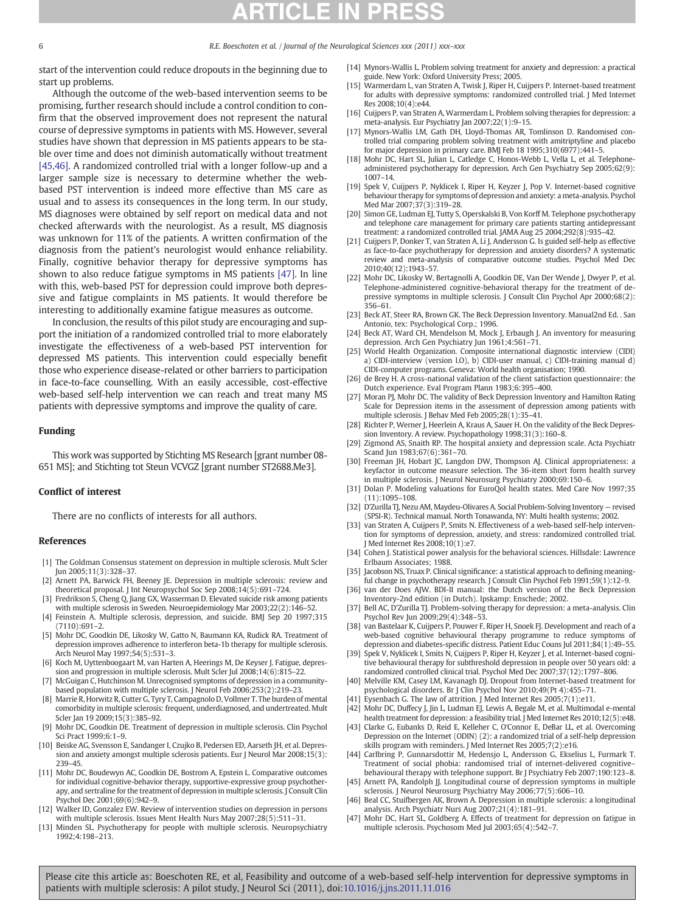start of the intervention could reduce dropouts in the beginning due to start up problems.

Although the outcome of the web-based intervention seems to be promising, further research should include a control condition to confirm that the observed improvement does not represent the natural course of depressive symptoms in patients with MS. However, several studies have shown that depression in MS patients appears to be stable over time and does not diminish automatically without treatment [45,46]. A randomized controlled trial with a longer follow-up and a larger sample size is necessary to determine whether the web-based PST intervention is indeed more effective than MS care as usual and to assess its consequences in the long term. In our study, MS diagnoses were obtained by self report on medical data and not checked afterwards with the neurologist. As a result, MS diagnosis was unknown for 11% of the patients. A written confirmation of the diagnosis from the patient's neurologist would enhance reliability. Finally, cognitive behavior therapy for depressive symptoms has shown to also reduce fatigue symptoms in MS patients [47]. In line with this, web-based PST for depression could improve both depressive and fatigue complaints in MS patients. It would therefore be interesting to additionally examine fatigue measures as outcome.

In conclusion, the results of this pilot study are encouraging and support the initiation of a randomized controlled trial to more elaborately investigate the effectiveness of a web-based PST intervention for depressed MS patients. This intervention could especially benefit those who experience disease-related or other barriers to participation in face-to-face counselling. With an easily accessible, cost-effective web-based self-help intervention we can reach and treat many MS patients with depressive symptoms and improve the quality of care.

## Funding

This work was supported by Stichting MS Research [grant number 08-651 MS]; and Stichting tot Steun VCVGZ [grant number ST2688.Me3].

## Conflict of interest

There are no conflicts of interests for all authors.

## References

[1] The Goldman Consensus statement on depression in multiple sclerosis. Mult Scler Jun 2005;11(3):328–37.

[2] Arnett PA, Barwick FH, Beeney JE. Depression in multiple sclerosis: review and theoretical proposal. J Int Neuropsychol Soc Sep 2008;14(5):691–724.

[3] Fredrikson S, Cheng Q, Jiang GX, Wasserman D. Elevated suicide risk among patients with multiple sclerosis in Sweden. Neuroepidemiology Mar 2003;22(2):146–52.

[4] Feinstein A. Multiple sclerosis, depression, and suicide. BMJ Sep 20 1997;315(7110):691–2.

[5] Mohr DC, Goodkin DE, Likosky W, Gatto N, Baumann KA, Rudick RA. Treatment of depression improves adherence to interferon beta-1b therapy for multiple sclerosis. Arch Neurol May 1997;54(5):531–3.

[6] Koch M, Uyttenboogaart M, van Harten A, Heerings M, De Keyser J. Fatigue, depression and progression in multiple sclerosis. Mult Scler Jul 2008;14(6):815–22.

[7] McGuigan C, Hutchinson M. Unrecognised symptoms of depression in a community-based population with multiple sclerosis. J Neurol Feb 2006;253(2):219–23.

[8] Marrie R, Horwitz R, Cutter G, Tyry T, Campagnolo D, Vollmer T. The burden of mental comorbidity in multiple sclerosis: frequent, underdiagnosed, and undertreated. Mult Scler Jan 19 2009;15(3):385–92.

[9] Mohr DC, Goodkin DE. Treatment of depression in multiple sclerosis. Clin Psychol Sci Pract 1999;6:1–9.

[10] Beiske AG, Svensson E, Sandanger I, Czujko B, Pedersen ED, Aarseth JH, et al. Depression and anxiety amongst multiple sclerosis patients. Eur J Neurol Mar 2008;15(3):239–45.

[11] Mohr DC, Boudewyn AC, Goodkin DE, Bostrom A, Epstein L. Comparative outcomes for individual cognitive-behavior therapy, supportive-expressive group psychotherapy, and sertraline for the treatment of depression in multiple sclerosis. J Consult Clin Psychol Dec 2001;69(6):942–9.

[12] Walker ID, Gonzalez EW. Review of intervention studies on depression in persons with multiple sclerosis. Issues Ment Health Nurs May 2007;28(5):511–31.

[13] Minden SL. Psychotherapy for people with multiple sclerosis. Neuropsychiatry 1992;4:198–213.

[14] Mynors-Wallis L. Problem solving treatment for anxiety and depression: a practical guide. New York: Oxford University Press; 2005.

[15] Warmerdam L, van Straten A, Twisk J, Riper H, Cuijpers P. Internet-based treatment for adults with depressive symptoms: randomized controlled trial. J Med Internet Res 2008;10(4):e44.

[16] Cuijpers P, van Straten A, Warmerdam L. Problem solving therapies for depression: a meta-analysis. Eur Psychiatry Jan 2007;22(1):9–15.

[17] Mynors-Wallis LM, Gath DH, Lloyd-Thomas AR, Tomlinson D. Randomised controlled trial comparing problem solving treatment with amitriptyline and placebo for major depression in primary care. BMJ Feb 18 1995;310(6977):441–5.

[18] Mohr DC, Hart SL, Julian L, Catledge C, Honos-Webb L, Vella L, et al. Telephone-administered psychotherapy for depression. Arch Gen Psychiatry Sep 2005;62(9):1007–14.

[19] Spek V, Cuijpers P, Nyklicek I, Riper H, Keyzer J, Pop V. Internet-based cognitive behaviour therapy for symptoms of depression and anxiety: a meta-analysis. Psychol Med Mar 2007;37(3):319–28.

[20] Simon GE, Ludman EJ, Tutty S, Operskalski B, Von Korff M. Telephone psychotherapy and telephone care management for primary care patients starting antidepressant treatment: a randomized controlled trial. JAMA Aug 25 2004;292(8):935–42.

[21] Cuijpers P, Donker T, van Straten A, Li J, Andersson G. Is guided self-help as effective as face-to-face psychotherapy for depression and anxiety disorders? A systematic review and meta-analysis of comparative outcome studies. Psychol Med Dec 2010;40(12):1943–57.

[22] Mohr DC, Likosky W, Bertagnolli A, Goodkin DE, Van Der Wende J, Dwyer P, et al. Telephone-administered cognitive-behavioral therapy for the treatment of depressive symptoms in multiple sclerosis. J Consult Clin Psychol Apr 2000;68(2):356–61.

[23] Beck AT, Steer RA, Brown GK. The Beck Depression Inventory. Manual2nd Ed. . San Antonio, tex: Psychological Corp.; 1996.

[24] Beck AT, Ward CH, Mendelson M, Mock J, Erbaugh J. An inventory for measuring depression. Arch Gen Psychiatry Jun 1961;4:561–71.

[25] World Health Organization. Composite international diagnostic interview (CIDI) a) CIDI-interview (version I.O), b) CIDI-user manual, c) CIDI-training manual d) CIDI-computer programs. Geneva: World health organisation; 1990.

[26] de Brey H. A cross-national validation of the client satisfaction questionnaire: the Dutch experience. Eval Program Plann 1983;6:395–400.

[27] Moran PJ, Mohr DC. The validity of Beck Depression Inventory and Hamilton Rating Scale for Depression items in the assessment of depression among patients with multiple sclerosis. J Behav Med Feb 2005;28(1):35–41.

[28] Richter P, Werner J, Heerlein A, Kraus A, Sauer H. On the validity of the Beck Depression Inventory. A review. Psychopathology 1998;31(3):160–8.

[29] Zigmond AS, Snaith RP. The hospital anxiety and depression scale. Acta Psychiatr Scand Jun 1983;67(6):361–70.

[30] Freeman JH, Hobart JC, Langdon DW, Thompson AJ. Clinical appropriateness: a keyfactor in outcome measure selection. The 36-item short form health survey in multiple sclerosis. J Neurol Neurosurg Psychiatry 2000;69:150–6.

[31] Dolan P. Modeling valuations for EuroQol health states. Med Care Nov 1997;35(11):1095–108.

[32] D'Zurilla TJ, Nezu AM, Maydeu-Olivares A. Social Problem-Solving Inventory — revised (SPSI-R). Technical manual. North Tonawanda, NY: Multi health systems; 2002.

[33] van Straten A, Cuijpers P, Smits N. Effectiveness of a web-based self-help intervention for symptoms of depression, anxiety, and stress: randomized controlled trial. J Med Internet Res 2008;10(1):e7.

[34] Cohen J. Statistical power analysis for the behavioral sciences. Hillsdale: Lawrence Erlbaum Associates; 1988.

[35] Jacobson NS, Truax P. Clinical significance: a statistical approach to defining meaningful change in psychotherapy research. J Consult Clin Psychol Feb 1991;59(1):12–9.

[36] van der Does AJW. BDI-II manual: the Dutch version of the Beck Depression Inventory-2nd edition (in Dutch). Ipskamp: Enschede; 2002.

[37] Bell AC, D'Zurilla TJ. Problem-solving therapy for depression: a meta-analysis. Clin Psychol Rev Jun 2009;29(4):348–53.

[38] van Bastelaar K, Cuijpers P, Pouwer F, Riper H, Snoek FJ. Development and reach of a web-based cognitive behavioural therapy programme to reduce symptoms of depression and diabetes-specific distress. Patient Educ Couns Jul 2011;84(1):49–55.

[39] Spek V, Nyklicek I, Smits N, Cuijpers P, Riper H, Keyzer J, et al. Internet-based cognitive behavioural therapy for subthreshold depression in people over 50 years old: a randomized controlled clinical trial. Psychol Med Dec 2007;37(12):1797–806.

[40] Melville KM, Casey LM, Kavanagh DJ. Dropout from Internet-based treatment for psychological disorders. Br J Clin Psychol Nov 2010;49(Pt 4):455–71.

[41] Eysenbach G. The law of attrition. J Med Internet Res 2005;7(1):e11.

[42] Mohr DC, Duffecy J, Jin L, Ludman EJ, Lewis A, Begale M, et al. Multimodal e-mental health treatment for depression: a feasibility trial. J Med Internet Res 2010;12(5):e48.

[43] Clarke G, Eubanks D, Reid E, Kelleher C, O'Connor E, DeBar LL, et al. Overcoming Depression on the Internet (ODIN) (2): a randomized trial of a self-help depression skills program with reminders. J Med Internet Res 2005;7(2):e16.

[44] Carlbring P, Gunnarsdottir M, Hedensjo L, Andersson G, Ekselius L, Furmark T. Treatment of social phobia: randomised trial of internet-delivered cognitive–behavioural therapy with telephone support. Br J Psychiatry Feb 2007;190:123–8.

[45] Arnett PA, Randolph JJ. Longitudinal course of depression symptoms in multiple sclerosis. J Neurol Neurosurg Psychiatry May 2006;77(5):606–10.

[46] Beal CC, Stuifbergen AK, Brown A. Depression in multiple sclerosis: a longitudinal analysis. Arch Psychiatr Nurs Aug 2007;21(4):181–91.

[47] Mohr DC, Hart SL, Goldberg A. Effects of treatment for depression on fatigue in multiple sclerosis. Psychosom Med Jul 2003;65(4):542–7.